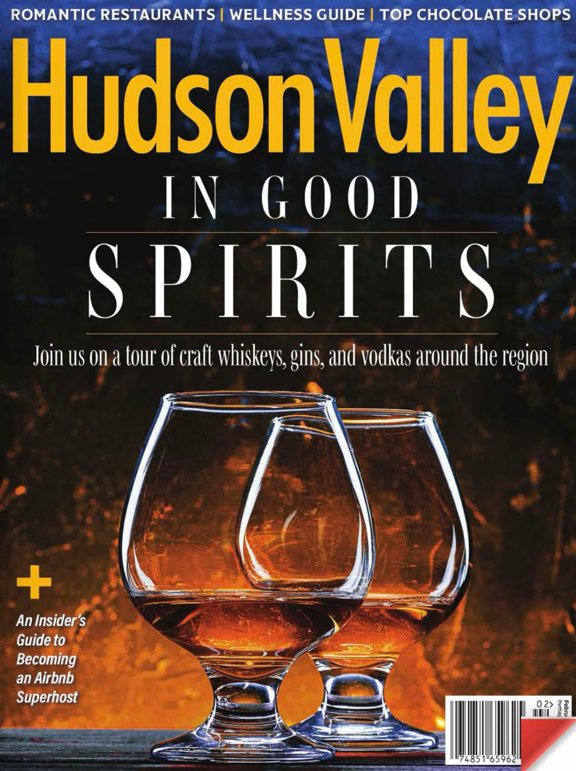ROMANTIC RESTAURANTS | WELLNESS GUIDE | TOP CHOCOLATE SHOPS

# Hudson Valley

## IN GOOD SPIRITS

Join us on a tour of craft whiskeys, gins, and vodkas around the region

+

***An Insider's Guide to Becoming an Airbnb Superhost***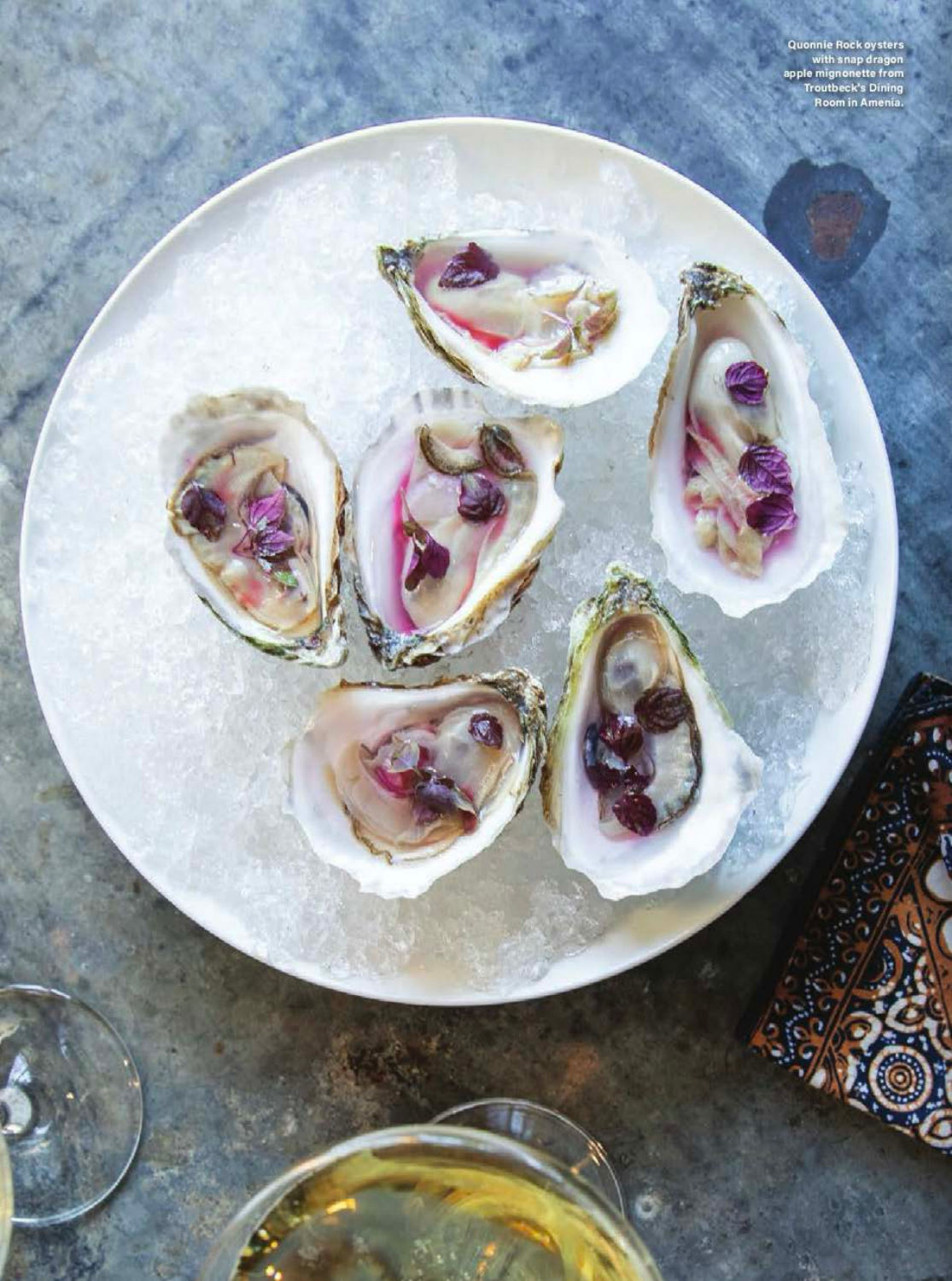Quonnie Rock oysters with snap dragon apple mignonette from Troutbeck's Dining Room in Amenia.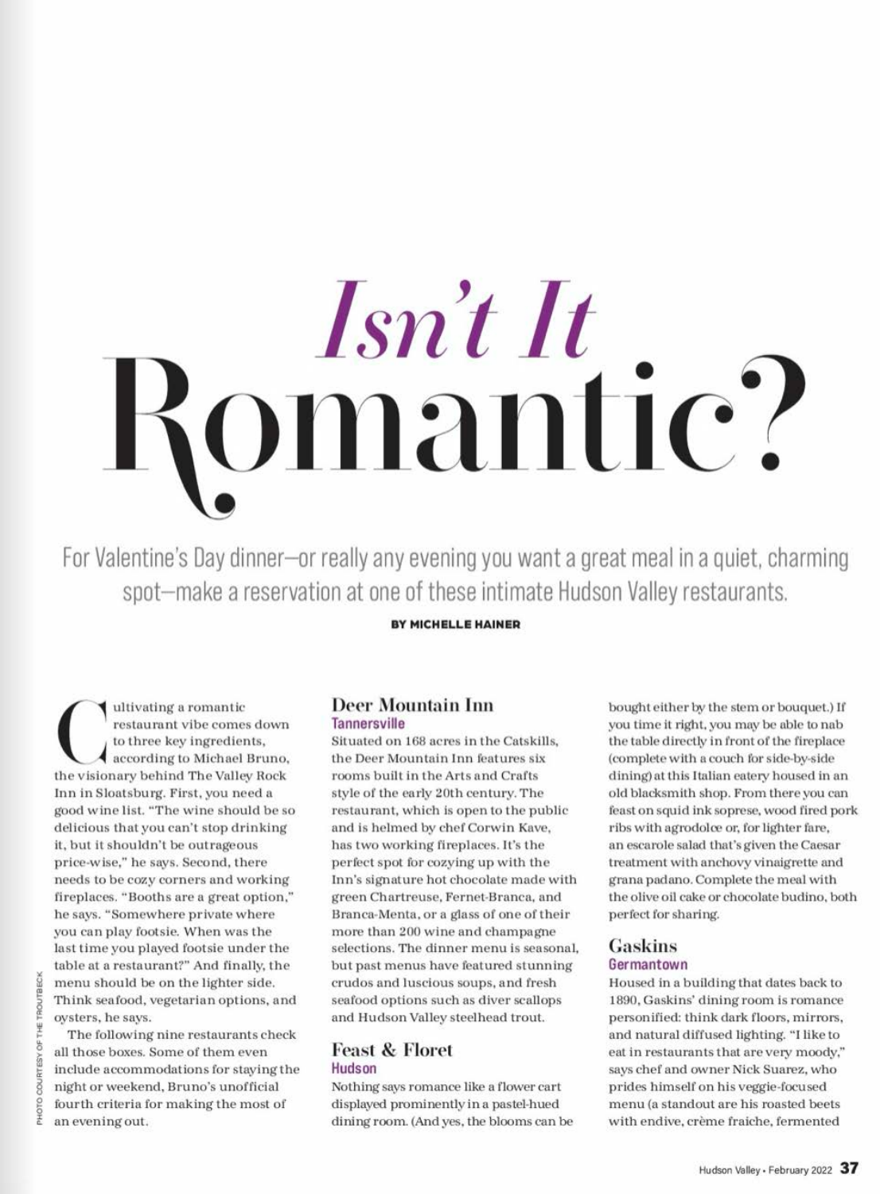# *Isn't It* Romantic?

For Valentine's Day dinner—or really any evening you want a great meal in a quiet, charming spot—make a reservation at one of these intimate Hudson Valley restaurants.

**BY MICHELLE HAINER**

Cultivating a romantic restaurant vibe comes down to three key ingredients, according to Michael Bruno, the visionary behind The Valley Rock Inn in Sloatsburg. First, you need a good wine list. "The wine should be so delicious that you can't stop drinking it, but it shouldn't be outrageous price-wise," he says. Second, there needs to be cozy corners and working fireplaces. "Booths are a great option," he says. "Somewhere private where you can play footsie. When was the last time you played footsie under the table at a restaurant?" And finally, the menu should be on the lighter side. Think seafood, vegetarian options, and oysters, he says.

The following nine restaurants check all those boxes. Some of them even include accommodations for staying the night or weekend, Bruno's unofficial fourth criteria for making the most of an evening out.

PHOTO COURTESY OF THE TROUTBECK

## Deer Mountain Inn
### Tannersville

Situated on 168 acres in the Catskills, the Deer Mountain Inn features six rooms built in the Arts and Crafts style of the early 20th century. The restaurant, which is open to the public and is helmed by chef Corwin Kave, has two working fireplaces. It's the perfect spot for cozying up with the Inn's signature hot chocolate made with green Chartreuse, Fernet-Branca, and Branca-Menta, or a glass of one of their more than 200 wine and champagne selections. The dinner menu is seasonal, but past menus have featured stunning crudos and luscious soups, and fresh seafood options such as diver scallops and Hudson Valley steelhead trout.

## Feast & Floret
### Hudson

Nothing says romance like a flower cart displayed prominently in a pastel-hued dining room. (And yes, the blooms can be bought either by the stem or bouquet.) If you time it right, you may be able to nab the table directly in front of the fireplace (complete with a couch for side-by-side dining) at this Italian eatery housed in an old blacksmith shop. From there you can feast on squid ink soprese, wood fired pork ribs with agrodolce or, for lighter fare, an escarole salad that's given the Caesar treatment with anchovy vinaigrette and grana padano. Complete the meal with the olive oil cake or chocolate budino, both perfect for sharing.

## Gaskins
### Germantown

Housed in a building that dates back to 1890, Gaskins' dining room is romance personified: think dark floors, mirrors, and natural diffused lighting. "I like to eat in restaurants that are very moody," says chef and owner Nick Suarez, who prides himself on his veggie-focused menu (a standout are his roasted beets with endive, crème fraiche, fermented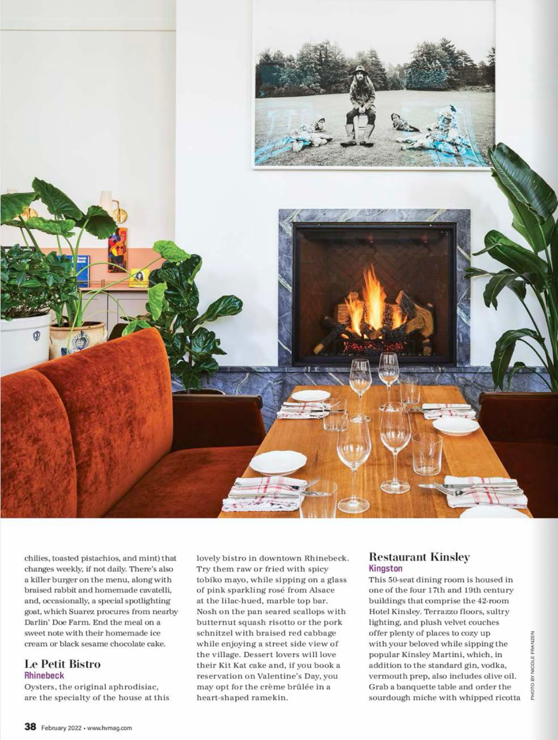chilies, toasted pistachios, and mint) that changes weekly, if not daily. There's also a killer burger on the menu, along with braised rabbit and homemade cavatelli, and, occasionally, a special spotlighting goat, which Suarez procures from nearby Darlin' Doe Farm. End the meal on a sweet note with their homemade ice cream or black sesame chocolate cake.

## Le Petit Bistro

**Rhinebeck**

Oysters, the original aphrodisiac, are the specialty of the house at this lovely bistro in downtown Rhinebeck. Try them raw or fried with spicy tobiko mayo, while sipping on a glass of pink sparkling rosé from Alsace at the lilac-hued, marble top bar. Nosh on the pan seared scallops with butternut squash risotto or the pork schnitzel with braised red cabbage while enjoying a street side view of the village. Dessert lovers will love their Kit Kat cake and, if you book a reservation on Valentine's Day, you may opt for the crème brûlée in a heart-shaped ramekin.

## Restaurant Kinsley

**Kingston**

This 50-seat dining room is housed in one of the four 17th and 19th century buildings that comprise the 42-room Hotel Kinsley. Terrazzo floors, sultry lighting, and plush velvet couches offer plenty of places to cozy up with your beloved while sipping the popular Kinsley Martini, which, in addition to the standard gin, vodka, vermouth prep, also includes olive oil. Grab a banquette table and order the sourdough miche with whipped ricotta

PHOTO BY NICOLE FRANZEN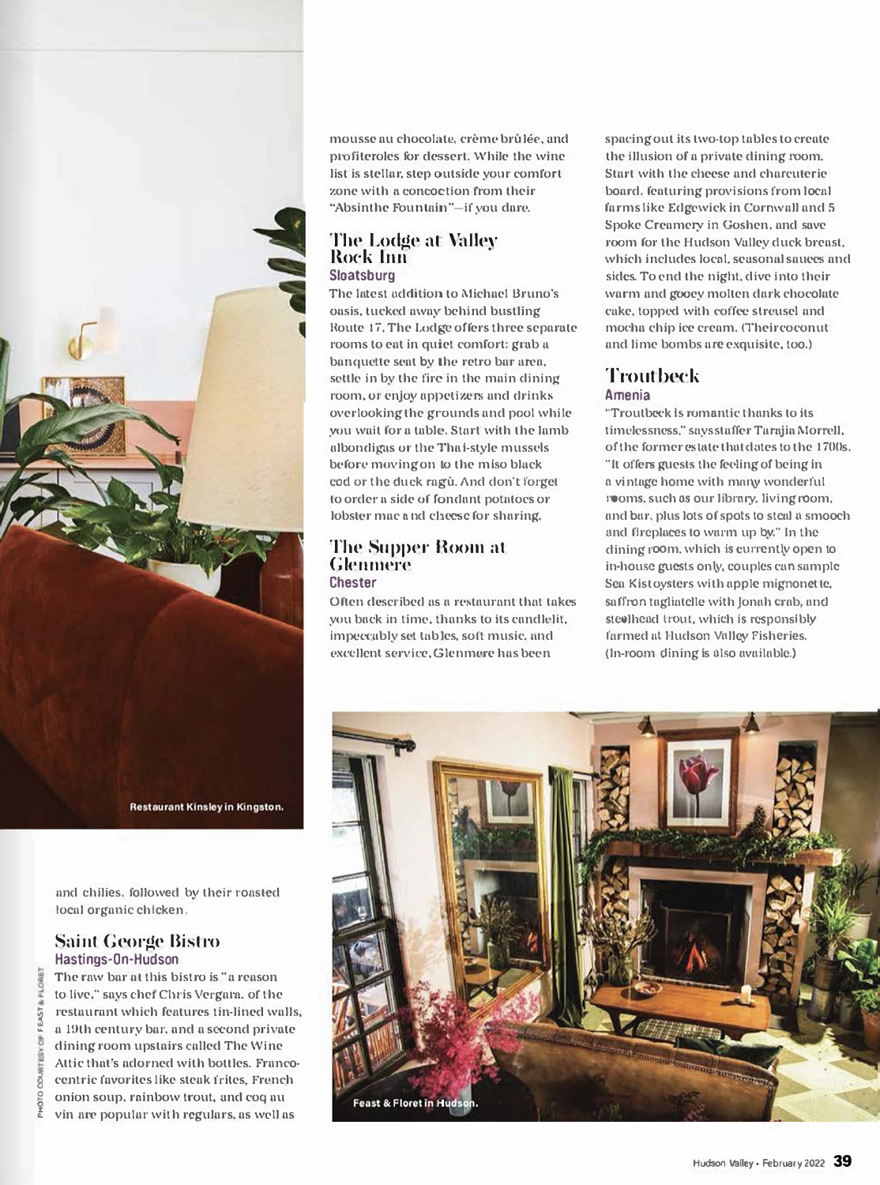and chilies, followed by their roasted local organic chicken.

## Saint George Bistro
### Hastings-On-Hudson

The raw bar at this bistro is "a reason to live," says chef Chris Vergara, of the restaurant which features tin-lined walls, a 19th century bar, and a second private dining room upstairs called The Wine Attic that's adorned with bottles. Franco-centric favorites like steak frites, French onion soup, rainbow trout, and coq au vin are popular with regulars, as well as

Restaurant Kinsley in Kingston.

PHOTO COURTESY OF FEAST & FLORET

mousse au chocolate, crème brûlée, and profiteroles for dessert. While the wine list is stellar, step outside your comfort zone with a concoction from their "Absinthe Fountain"—if you dare.

## The Lodge at Valley Rock Inn
### Sloatsburg

The latest addition to Michael Bruno's oasis, tucked away behind bustling Route 17, The Lodge offers three separate rooms to eat in quiet comfort: grab a banquette seat by the retro bar area, settle in by the fire in the main dining room, or enjoy appetizers and drinks overlooking the grounds and pool while you wait for a table. Start with the lamb albondigas or the Thai-style mussels before moving on to the miso black cod or the duck ragù. And don't forget to order a side of fondant potatoes or lobster mac and cheese for sharing.

## The Supper Room at Glenmere
### Chester

Often described as a restaurant that takes you back in time, thanks to its candlelit, impeccably set tables, soft music, and excellent service, Glenmere has been spacing out its two-top tables to create the illusion of a private dining room. Start with the cheese and charcuterie board, featuring provisions from local farms like Edgewick in Cornwall and 5 Spoke Creamery in Goshen, and save room for the Hudson Valley duck breast, which includes local, seasonal sauces and sides. To end the night, dive into their warm and gooey molten dark chocolate cake, topped with coffee streusel and mocha chip ice cream. (Their coconut and lime bombs are exquisite, too.)

## Troutbeck
### Amenia

"Troutbeck is romantic thanks to its timelessness," says staffer Tarajia Morrell, of the former estate that dates to the 1700s. "It offers guests the feeling of being in a vintage home with many wonderful rooms, such as our library, living room, and bar, plus lots of spots to steal a smooch and fireplaces to warm up by." In the dining room, which is currently open to in-house guests only, couples can sample Sea Kist oysters with apple mignonette, saffron tagliatelle with Jonah crab, and steelhead trout, which is responsibly farmed at Hudson Valley Fisheries. (In-room dining is also available.)

Feast & Floret in Hudson.